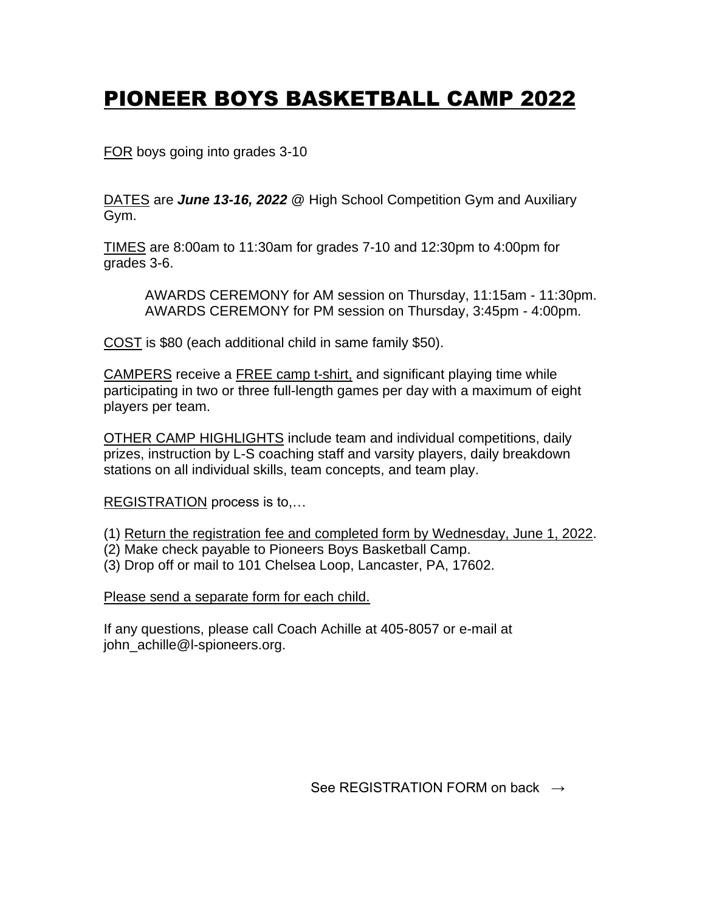# PIONEER BOYS BASKETBALL CAMP 2022

FOR boys going into grades 3-10

DATES are ***June 13-16, 2022*** @ High School Competition Gym and Auxiliary Gym.

TIMES are 8:00am to 11:30am for grades 7-10 and 12:30pm to 4:00pm for grades 3-6.

AWARDS CEREMONY for AM session on Thursday, 11:15am - 11:30pm.
AWARDS CEREMONY for PM session on Thursday, 3:45pm - 4:00pm.

COST is $80 (each additional child in same family $50).

CAMPERS receive a FREE camp t-shirt, and significant playing time while participating in two or three full-length games per day with a maximum of eight players per team.

OTHER CAMP HIGHLIGHTS include team and individual competitions, daily prizes, instruction by L-S coaching staff and varsity players, daily breakdown stations on all individual skills, team concepts, and team play.

REGISTRATION process is to,…

(1) Return the registration fee and completed form by Wednesday, June 1, 2022.
(2) Make check payable to Pioneers Boys Basketball Camp.
(3) Drop off or mail to 101 Chelsea Loop, Lancaster, PA, 17602.

Please send a separate form for each child.

If any questions, please call Coach Achille at 405-8057 or e-mail at john_achille@l-spioneers.org.

See REGISTRATION FORM on back →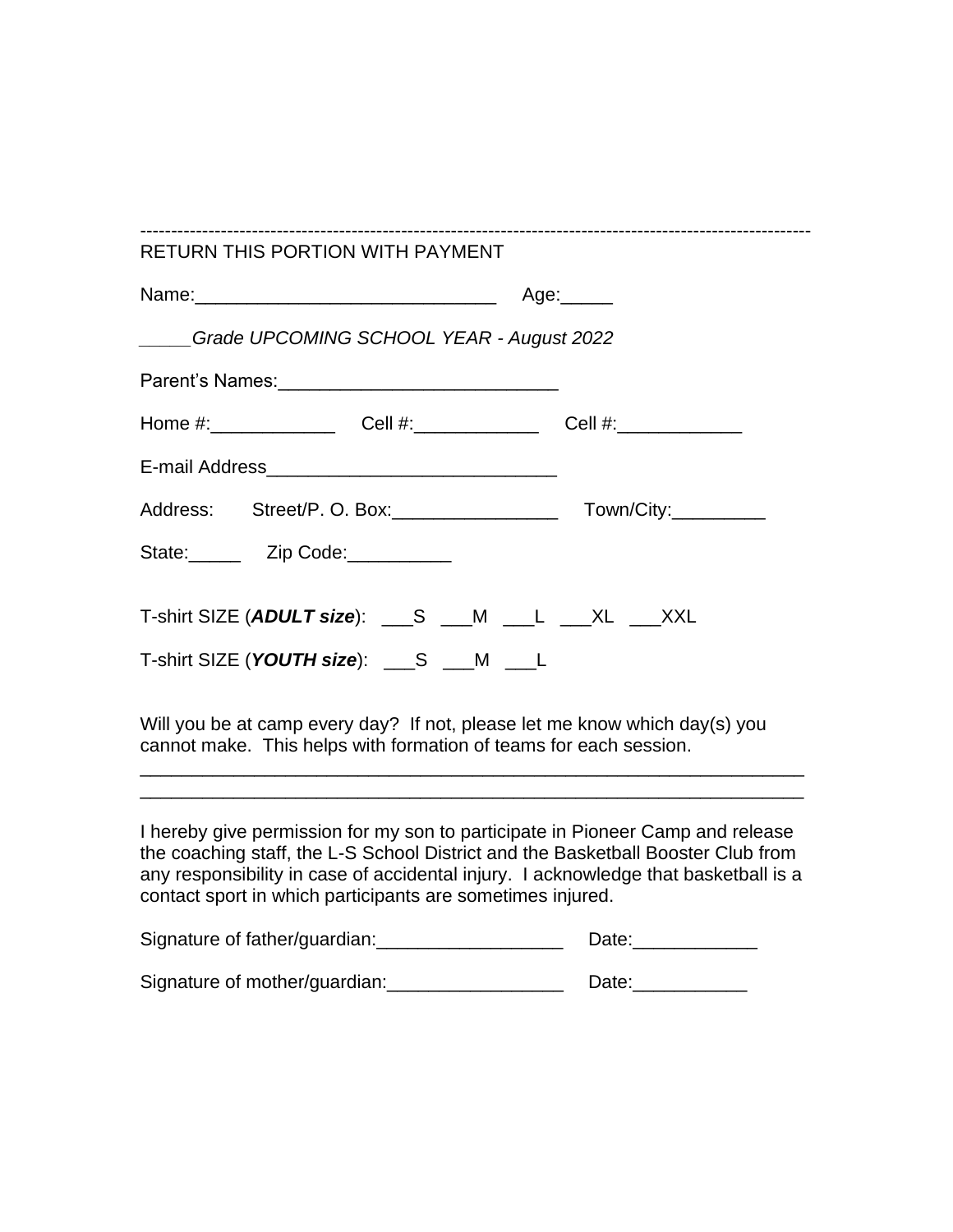------------------------------------------------------------------------------------------------------------

RETURN THIS PORTION WITH PAYMENT

Name:_____________________________ Age:_____

_____*Grade UPCOMING SCHOOL YEAR - August 2022*

Parent's Names:___________________________

Home #:____________ Cell #:____________ Cell #:____________

E-mail Address____________________________

Address: Street/P. O. Box:________________ Town/City:_________

State:_____ Zip Code:__________

T-shirt SIZE (***ADULT size***): ___S ___M ___L ___XL ___XXL

T-shirt SIZE (***YOUTH size***): ___S ___M ___L

Will you be at camp every day? If not, please let me know which day(s) you cannot make. This helps with formation of teams for each session.

_________________________________________________________________

_________________________________________________________________

I hereby give permission for my son to participate in Pioneer Camp and release the coaching staff, the L-S School District and the Basketball Booster Club from any responsibility in case of accidental injury. I acknowledge that basketball is a contact sport in which participants are sometimes injured.

Signature of father/guardian:__________________ Date:____________

Signature of mother/guardian:_________________ Date:___________